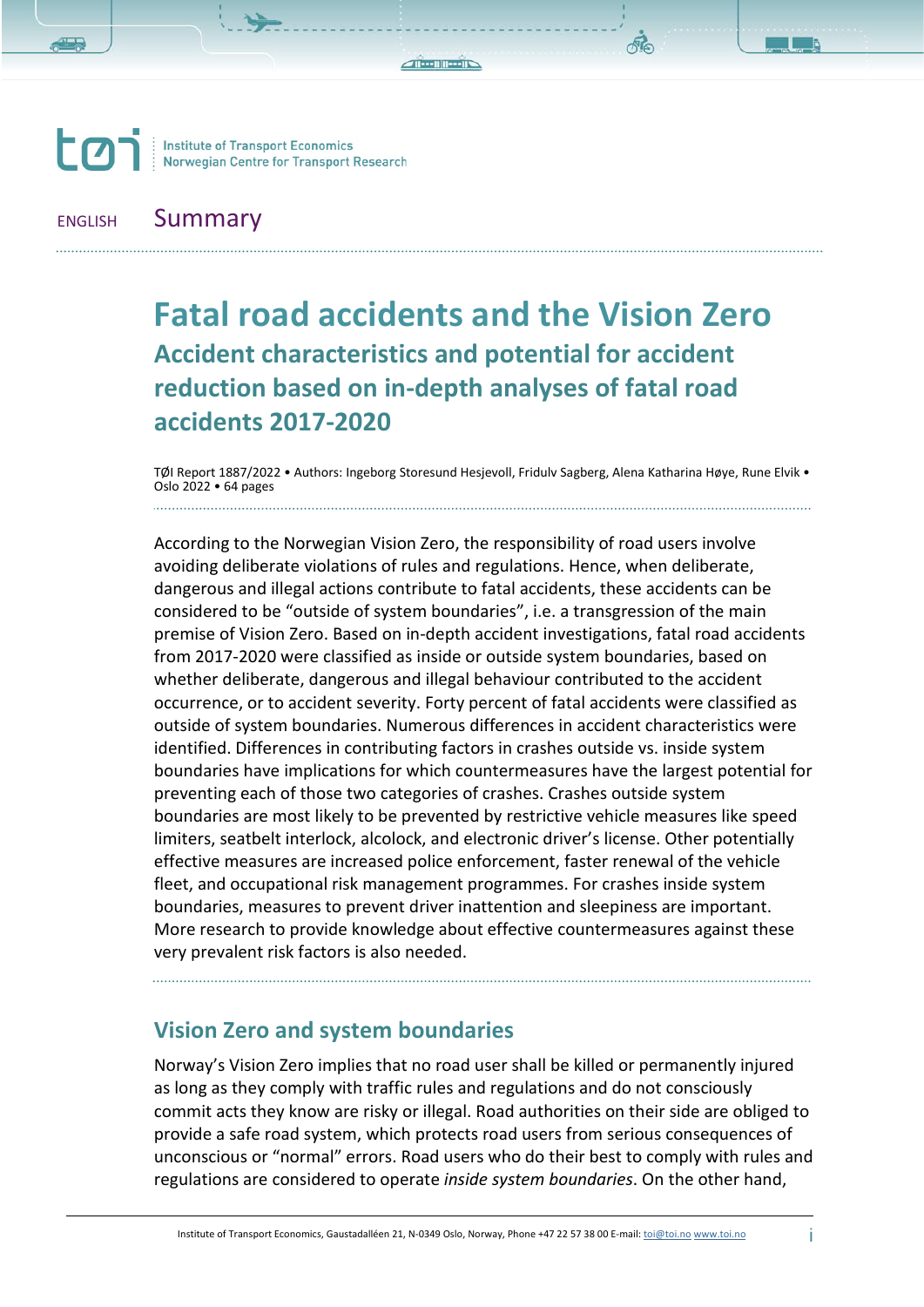toi | Institute of Transport Economics
Norwegian Centre for Transport Research

ENGLISH **Summary**

# Fatal road accidents and the Vision Zero

## Accident characteristics and potential for accident reduction based on in-depth analyses of fatal road accidents 2017-2020

TØI Report 1887/2022 • Authors: Ingeborg Storesund Hesjevoll, Fridulv Sagberg, Alena Katharina Høye, Rune Elvik • Oslo 2022 • 64 pages

According to the Norwegian Vision Zero, the responsibility of road users involve avoiding deliberate violations of rules and regulations. Hence, when deliberate, dangerous and illegal actions contribute to fatal accidents, these accidents can be considered to be “outside of system boundaries”, i.e. a transgression of the main premise of Vision Zero. Based on in-depth accident investigations, fatal road accidents from 2017-2020 were classified as inside or outside system boundaries, based on whether deliberate, dangerous and illegal behaviour contributed to the accident occurrence, or to accident severity. Forty percent of fatal accidents were classified as outside of system boundaries. Numerous differences in accident characteristics were identified. Differences in contributing factors in crashes outside vs. inside system boundaries have implications for which countermeasures have the largest potential for preventing each of those two categories of crashes. Crashes outside system boundaries are most likely to be prevented by restrictive vehicle measures like speed limiters, seatbelt interlock, alcolock, and electronic driver’s license. Other potentially effective measures are increased police enforcement, faster renewal of the vehicle fleet, and occupational risk management programmes. For crashes inside system boundaries, measures to prevent driver inattention and sleepiness are important. More research to provide knowledge about effective countermeasures against these very prevalent risk factors is also needed.

## Vision Zero and system boundaries

Norway’s Vision Zero implies that no road user shall be killed or permanently injured as long as they comply with traffic rules and regulations and do not consciously commit acts they know are risky or illegal. Road authorities on their side are obliged to provide a safe road system, which protects road users from serious consequences of unconscious or “normal” errors. Road users who do their best to comply with rules and regulations are considered to operate *inside system boundaries*. On the other hand,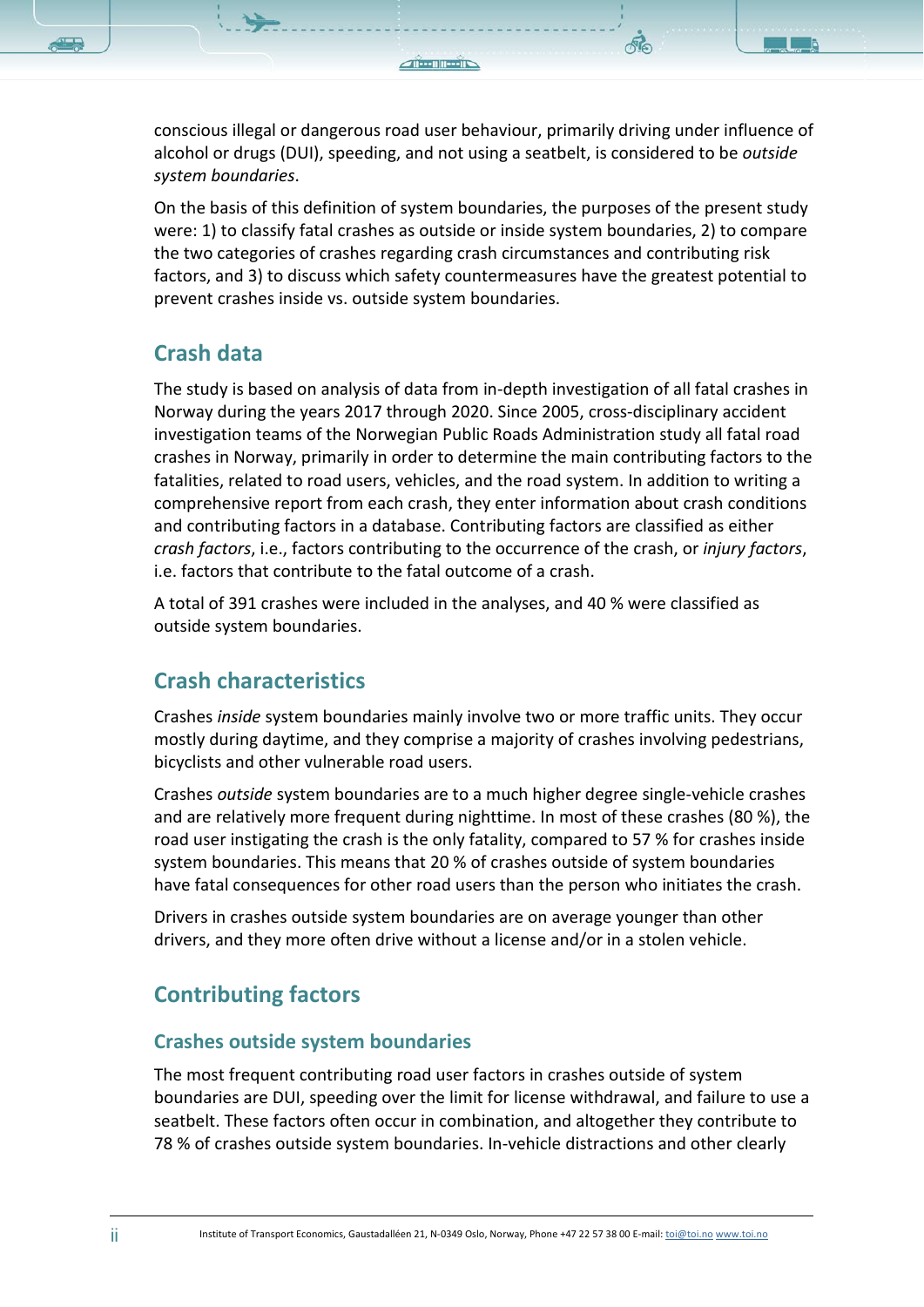conscious illegal or dangerous road user behaviour, primarily driving under influence of alcohol or drugs (DUI), speeding, and not using a seatbelt, is considered to be *outside system boundaries*.

On the basis of this definition of system boundaries, the purposes of the present study were: 1) to classify fatal crashes as outside or inside system boundaries, 2) to compare the two categories of crashes regarding crash circumstances and contributing risk factors, and 3) to discuss which safety countermeasures have the greatest potential to prevent crashes inside vs. outside system boundaries.

## Crash data

The study is based on analysis of data from in-depth investigation of all fatal crashes in Norway during the years 2017 through 2020. Since 2005, cross-disciplinary accident investigation teams of the Norwegian Public Roads Administration study all fatal road crashes in Norway, primarily in order to determine the main contributing factors to the fatalities, related to road users, vehicles, and the road system. In addition to writing a comprehensive report from each crash, they enter information about crash conditions and contributing factors in a database. Contributing factors are classified as either *crash factors*, i.e., factors contributing to the occurrence of the crash, or *injury factors*, i.e. factors that contribute to the fatal outcome of a crash.

A total of 391 crashes were included in the analyses, and 40 % were classified as outside system boundaries.

## Crash characteristics

Crashes *inside* system boundaries mainly involve two or more traffic units. They occur mostly during daytime, and they comprise a majority of crashes involving pedestrians, bicyclists and other vulnerable road users.

Crashes *outside* system boundaries are to a much higher degree single-vehicle crashes and are relatively more frequent during nighttime. In most of these crashes (80 %), the road user instigating the crash is the only fatality, compared to 57 % for crashes inside system boundaries. This means that 20 % of crashes outside of system boundaries have fatal consequences for other road users than the person who initiates the crash.

Drivers in crashes outside system boundaries are on average younger than other drivers, and they more often drive without a license and/or in a stolen vehicle.

## Contributing factors

### Crashes outside system boundaries

The most frequent contributing road user factors in crashes outside of system boundaries are DUI, speeding over the limit for license withdrawal, and failure to use a seatbelt. These factors often occur in combination, and altogether they contribute to 78 % of crashes outside system boundaries. In-vehicle distractions and other clearly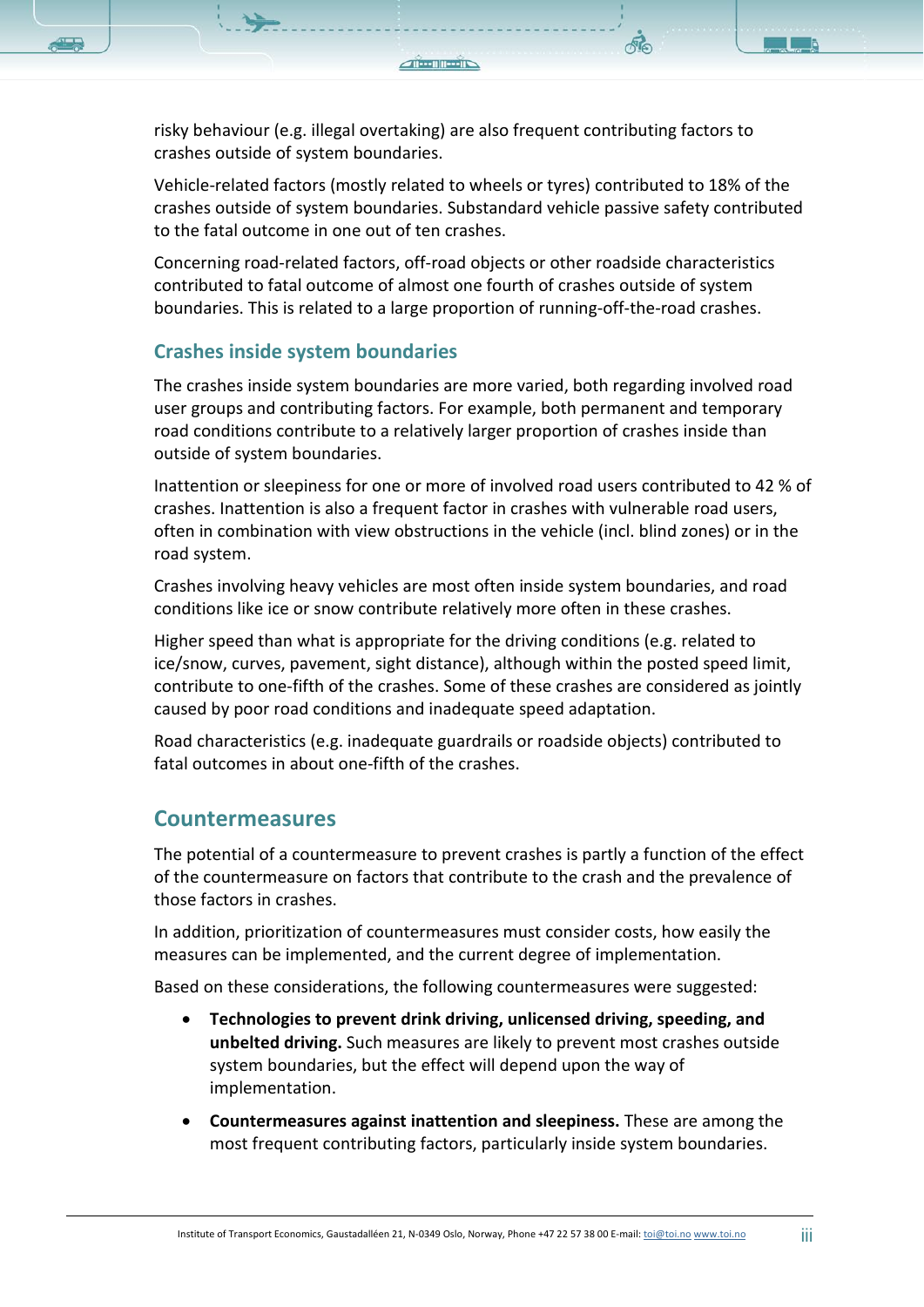risky behaviour (e.g. illegal overtaking) are also frequent contributing factors to crashes outside of system boundaries.

Vehicle-related factors (mostly related to wheels or tyres) contributed to 18% of the crashes outside of system boundaries. Substandard vehicle passive safety contributed to the fatal outcome in one out of ten crashes.

Concerning road-related factors, off-road objects or other roadside characteristics contributed to fatal outcome of almost one fourth of crashes outside of system boundaries. This is related to a large proportion of running-off-the-road crashes.

### Crashes inside system boundaries

The crashes inside system boundaries are more varied, both regarding involved road user groups and contributing factors. For example, both permanent and temporary road conditions contribute to a relatively larger proportion of crashes inside than outside of system boundaries.

Inattention or sleepiness for one or more of involved road users contributed to 42 % of crashes. Inattention is also a frequent factor in crashes with vulnerable road users, often in combination with view obstructions in the vehicle (incl. blind zones) or in the road system.

Crashes involving heavy vehicles are most often inside system boundaries, and road conditions like ice or snow contribute relatively more often in these crashes.

Higher speed than what is appropriate for the driving conditions (e.g. related to ice/snow, curves, pavement, sight distance), although within the posted speed limit, contribute to one-fifth of the crashes. Some of these crashes are considered as jointly caused by poor road conditions and inadequate speed adaptation.

Road characteristics (e.g. inadequate guardrails or roadside objects) contributed to fatal outcomes in about one-fifth of the crashes.

## Countermeasures

The potential of a countermeasure to prevent crashes is partly a function of the effect of the countermeasure on factors that contribute to the crash and the prevalence of those factors in crashes.

In addition, prioritization of countermeasures must consider costs, how easily the measures can be implemented, and the current degree of implementation.

Based on these considerations, the following countermeasures were suggested:

- **Technologies to prevent drink driving, unlicensed driving, speeding, and unbelted driving.** Such measures are likely to prevent most crashes outside system boundaries, but the effect will depend upon the way of implementation.
- **Countermeasures against inattention and sleepiness.** These are among the most frequent contributing factors, particularly inside system boundaries.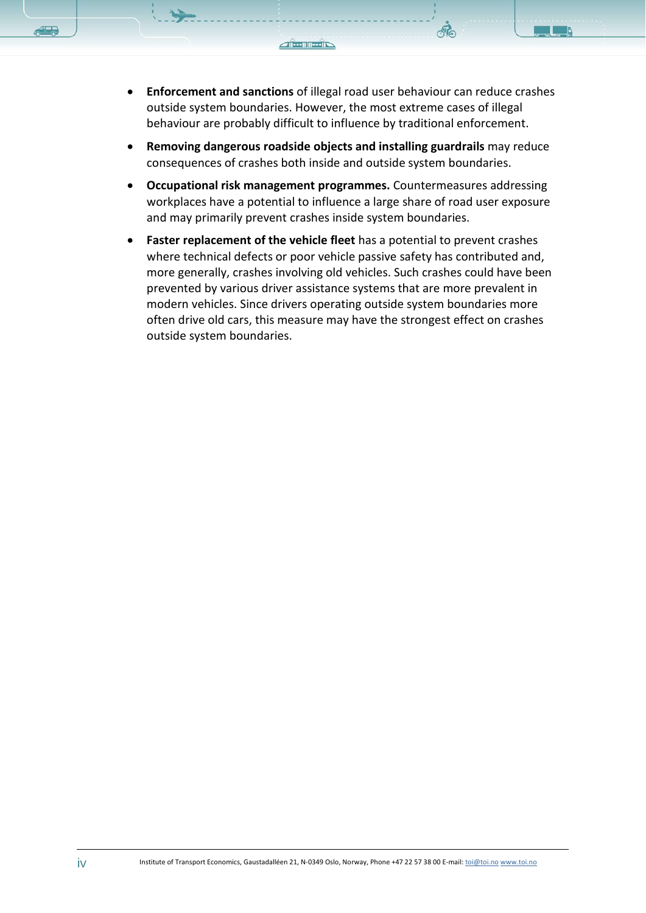- **Enforcement and sanctions** of illegal road user behaviour can reduce crashes outside system boundaries. However, the most extreme cases of illegal behaviour are probably difficult to influence by traditional enforcement.
- **Removing dangerous roadside objects and installing guardrails** may reduce consequences of crashes both inside and outside system boundaries.
- **Occupational risk management programmes.** Countermeasures addressing workplaces have a potential to influence a large share of road user exposure and may primarily prevent crashes inside system boundaries.
- **Faster replacement of the vehicle fleet** has a potential to prevent crashes where technical defects or poor vehicle passive safety has contributed and, more generally, crashes involving old vehicles. Such crashes could have been prevented by various driver assistance systems that are more prevalent in modern vehicles. Since drivers operating outside system boundaries more often drive old cars, this measure may have the strongest effect on crashes outside system boundaries.